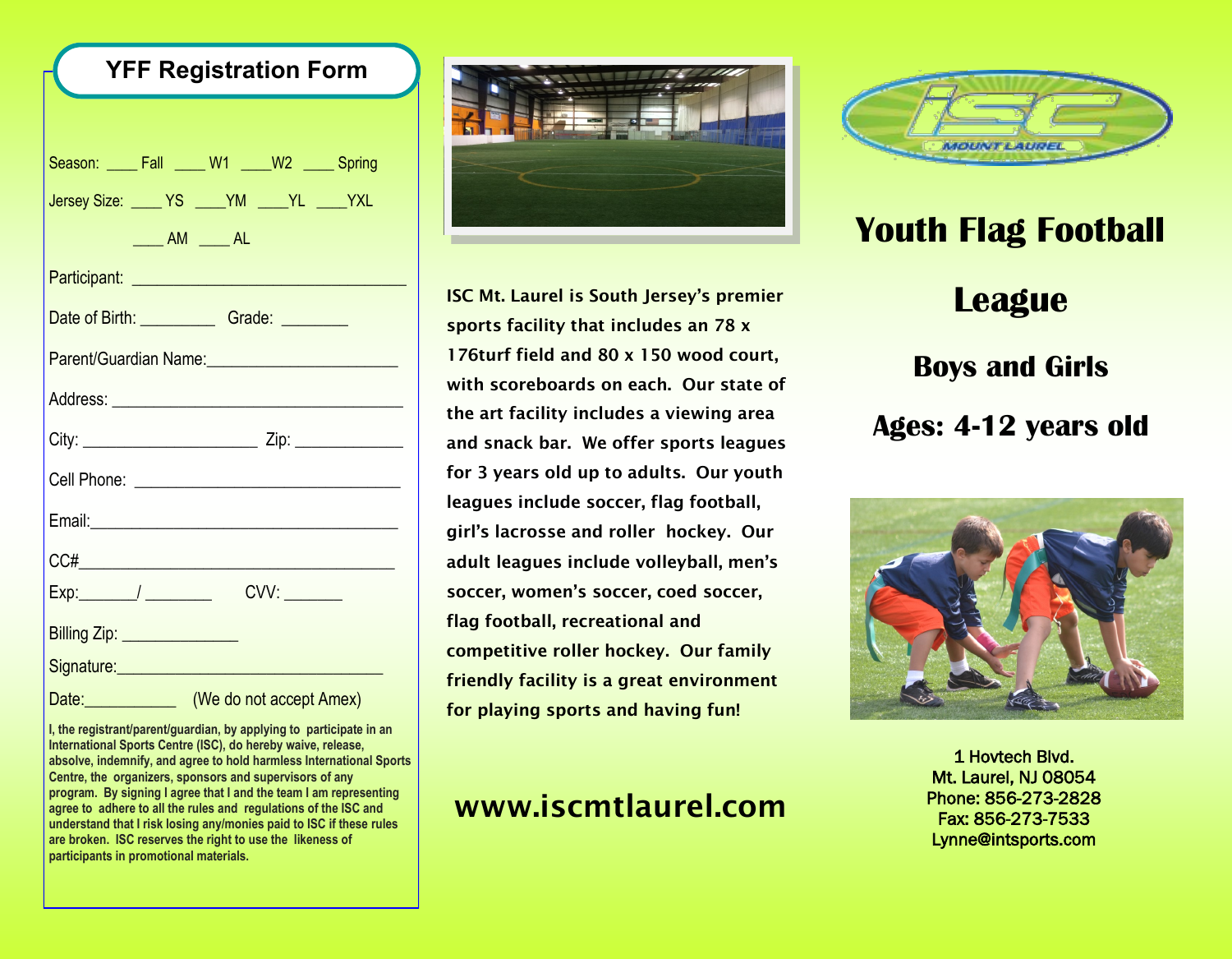## YFF Registration Form

Season: ____ Fall ____ W1 ____W2 ____ Spring

Jersey Size: ____ YS ____YM ____YL ____YXL

____ AM ____ AL

Participant: ________________________________

Date of Birth: _________ Grade: ________

Parent/Guardian Name:______________________

Address: __________________________________

City: ____________________ Zip: ____________

Cell Phone: ______________________________

Email:____________________________________

CC#_____________________________________

Exp:_______/ ________ CVV: _______

Billing Zip: ______________

Signature:_______________________________

Date:___________ (We do not accept Amex)

**I, the registrant/parent/guardian, by applying to participate in an International Sports Centre (ISC), do hereby waive, release, absolve, indemnify, and agree to hold harmless International Sports Centre, the organizers, sponsors and supervisors of any program. By signing I agree that I and the team I am representing agree to adhere to all the rules and regulations of the ISC and understand that I risk losing any/monies paid to ISC if these rules are broken. ISC reserves the right to use the likeness of participants in promotional materials.**

**ISC Mt. Laurel is South Jersey's premier sports facility that includes an 78 x 176turf field and 80 x 150 wood court, with scoreboards on each. Our state of the art facility includes a viewing area and snack bar. We offer sports leagues for 3 years old up to adults. Our youth leagues include soccer, flag football, girl's lacrosse and roller hockey. Our adult leagues include volleyball, men's soccer, women's soccer, coed soccer, flag football, recreational and competitive roller hockey. Our family friendly facility is a great environment for playing sports and having fun!**

## www.iscmtlaurel.com

ISC MOUNT LAUREL

# Youth Flag Football League

### Boys and Girls

### Ages: 4-12 years old

1 Hovtech Blvd.
Mt. Laurel, NJ 08054
Phone: 856-273-2828
Fax: 856-273-7533
Lynne@intsports.com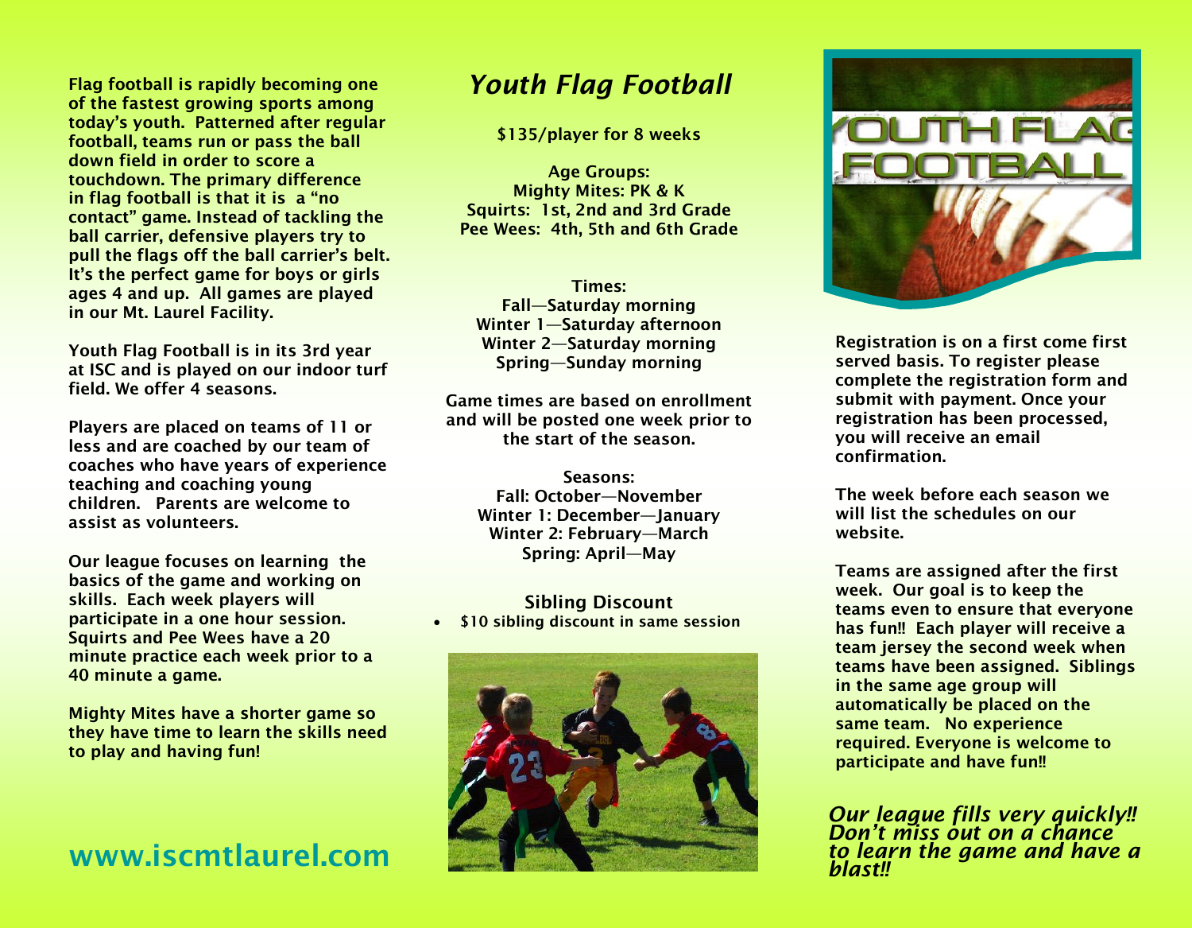Flag football is rapidly becoming one of the fastest growing sports among today's youth. Patterned after regular football, teams run or pass the ball down field in order to score a touchdown. The primary difference in flag football is that it is a "no contact" game. Instead of tackling the ball carrier, defensive players try to pull the flags off the ball carrier's belt. It's the perfect game for boys or girls ages 4 and up. All games are played in our Mt. Laurel Facility.

Youth Flag Football is in its 3rd year at ISC and is played on our indoor turf field. We offer 4 seasons.

Players are placed on teams of 11 or less and are coached by our team of coaches who have years of experience teaching and coaching young children. Parents are welcome to assist as volunteers.

Our league focuses on learning the basics of the game and working on skills. Each week players will participate in a one hour session. Squirts and Pee Wees have a 20 minute practice each week prior to a 40 minute a game.

Mighty Mites have a shorter game so they have time to learn the skills need to play and having fun!

## www.iscmtlaurel.com

# *Youth Flag Football*

**$135/player for 8 weeks**

**Age Groups:**
Mighty Mites: PK & K
Squirts: 1st, 2nd and 3rd Grade
Pee Wees: 4th, 5th and 6th Grade

**Times:**
Fall—Saturday morning
Winter 1—Saturday afternoon
Winter 2—Saturday morning
Spring—Sunday morning

Game times are based on enrollment and will be posted one week prior to the start of the season.

**Seasons:**
Fall: October—November
Winter 1: December—January
Winter 2: February—March
Spring: April—May

**Sibling Discount**

- $10 sibling discount in same session

Registration is on a first come first served basis. To register please complete the registration form and submit with payment. Once your registration has been processed, you will receive an email confirmation.

The week before each season we will list the schedules on our website.

Teams are assigned after the first week. Our goal is to keep the teams even to ensure that everyone has fun!! Each player will receive a team jersey the second week when teams have been assigned. Siblings in the same age group will automatically be placed on the same team. No experience required. Everyone is welcome to participate and have fun!!

***Our league fills very quickly!! Don't miss out on a chance to learn the game and have a blast!!***